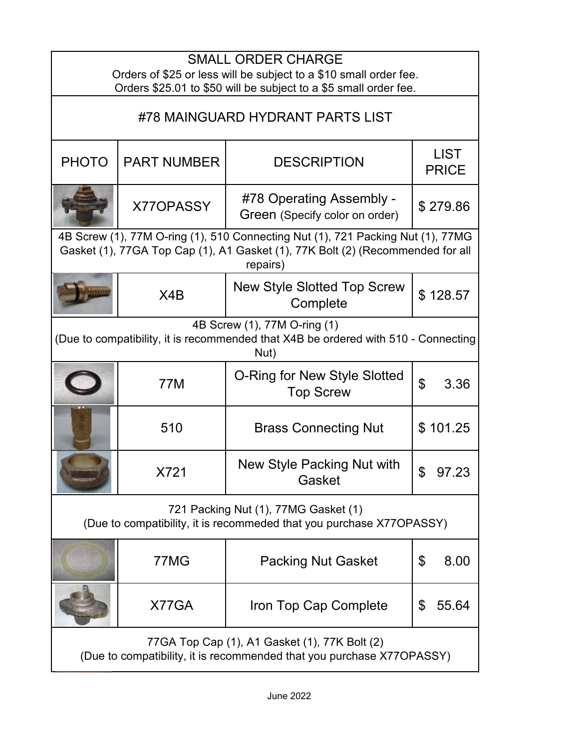## SMALL ORDER CHARGE

Orders of $25 or less will be subject to a $10 small order fee.
Orders $25.01 to $50 will be subject to a $5 small order fee.

## #78 MAINGUARD HYDRANT PARTS LIST

| PHOTO | PART NUMBER | DESCRIPTION | LIST PRICE |
|---|---|---|---|
| | X77OPASSY | #78 Operating Assembly - Green (Specify color on order) | $ 279.86 |
| 4B Screw (1), 77M O-ring (1), 510 Connecting Nut (1), 721 Packing Nut (1), 77MG Gasket (1), 77GA Top Cap (1), A1 Gasket (1), 77K Bolt (2) (Recommended for all repairs) | | | |
| | X4B | New Style Slotted Top Screw Complete | $ 128.57 |
| 4B Screw (1), 77M O-ring (1) (Due to compatibility, it is recommended that X4B be ordered with 510 - Connecting Nut) | | | |
| | 77M | O-Ring for New Style Slotted Top Screw | $ 3.36 |
| | 510 | Brass Connecting Nut | $ 101.25 |
| | X721 | New Style Packing Nut with Gasket | $ 97.23 |
| 721 Packing Nut (1), 77MG Gasket (1) (Due to compatibility, it is recommeded that you purchase X77OPASSY) | | | |
| | 77MG | Packing Nut Gasket | $ 8.00 |
| | X77GA | Iron Top Cap Complete | $ 55.64 |
| 77GA Top Cap (1), A1 Gasket (1), 77K Bolt (2) (Due to compatibility, it is recommended that you purchase X77OPASSY) | | | |

June 2022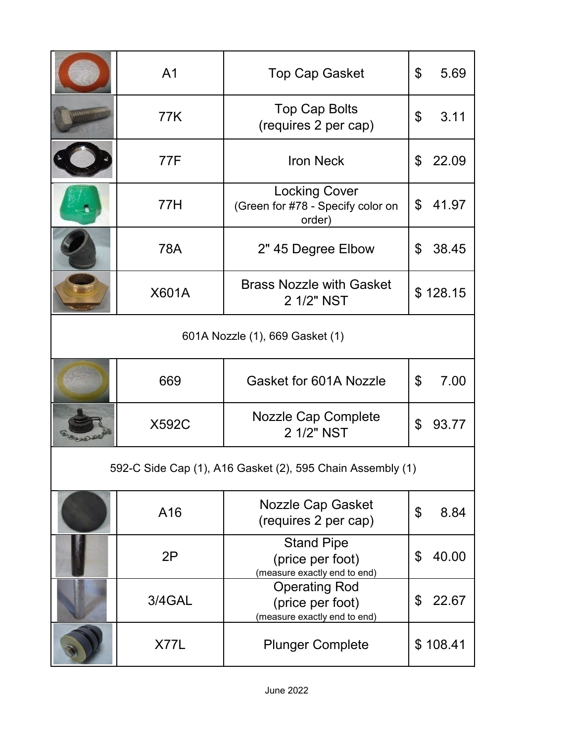| | Part No. | Description | Price |
|---|---|---|---|
| | A1 | Top Cap Gasket | $ 5.69 |
| | 77K | Top Cap Bolts (requires 2 per cap) | $ 3.11 |
| | 77F | Iron Neck | $ 22.09 |
| | 77H | Locking Cover (Green for #78 - Specify color on order) | $ 41.97 |
| | 78A | 2" 45 Degree Elbow | $ 38.45 |
| | X601A | Brass Nozzle with Gasket 2 1/2" NST | $ 128.15 |
| 601A Nozzle (1), 669 Gasket (1) | | | |
| | 669 | Gasket for 601A Nozzle | $ 7.00 |
| | X592C | Nozzle Cap Complete 2 1/2" NST | $ 93.77 |
| 592-C Side Cap (1), A16 Gasket (2), 595 Chain Assembly (1) | | | |
| | A16 | Nozzle Cap Gasket (requires 2 per cap) | $ 8.84 |
| | 2P | Stand Pipe (price per foot) (measure exactly end to end) | $ 40.00 |
| | 3/4GAL | Operating Rod (price per foot) (measure exactly end to end) | $ 22.67 |
| | X77L | Plunger Complete | $ 108.41 |

June 2022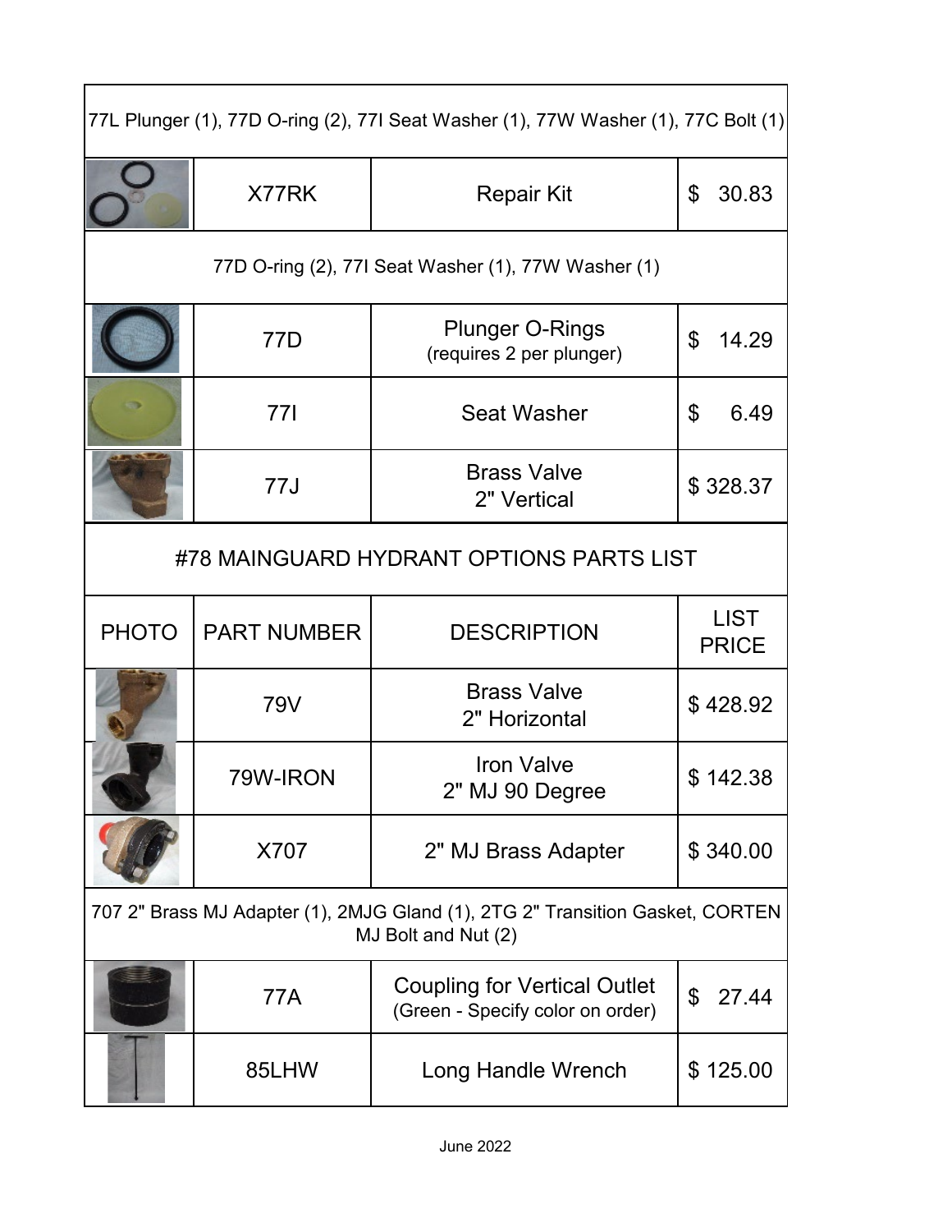| | | | |
|---|---|---|---|
| 77L Plunger (1), 77D O-ring (2), 77I Seat Washer (1), 77W Washer (1), 77C Bolt (1) | | | |
| | X77RK | Repair Kit | $ 30.83 |
| 77D O-ring (2), 77I Seat Washer (1), 77W Washer (1) | | | |
| | 77D | Plunger O-Rings (requires 2 per plunger) | $ 14.29 |
| | 77I | Seat Washer | $ 6.49 |
| | 77J | Brass Valve 2" Vertical | $ 328.37 |

## #78 MAINGUARD HYDRANT OPTIONS PARTS LIST

| PHOTO | PART NUMBER | DESCRIPTION | LIST PRICE |
|---|---|---|---|
| | 79V | Brass Valve 2" Horizontal | $ 428.92 |
| | 79W-IRON | Iron Valve 2" MJ 90 Degree | $ 142.38 |
| | X707 | 2" MJ Brass Adapter | $ 340.00 |
| 707 2" Brass MJ Adapter (1), 2MJG Gland (1), 2TG 2" Transition Gasket, CORTEN MJ Bolt and Nut (2) | | | |
| | 77A | Coupling for Vertical Outlet (Green - Specify color on order) | $ 27.44 |
| | 85LHW | Long Handle Wrench | $ 125.00 |

June 2022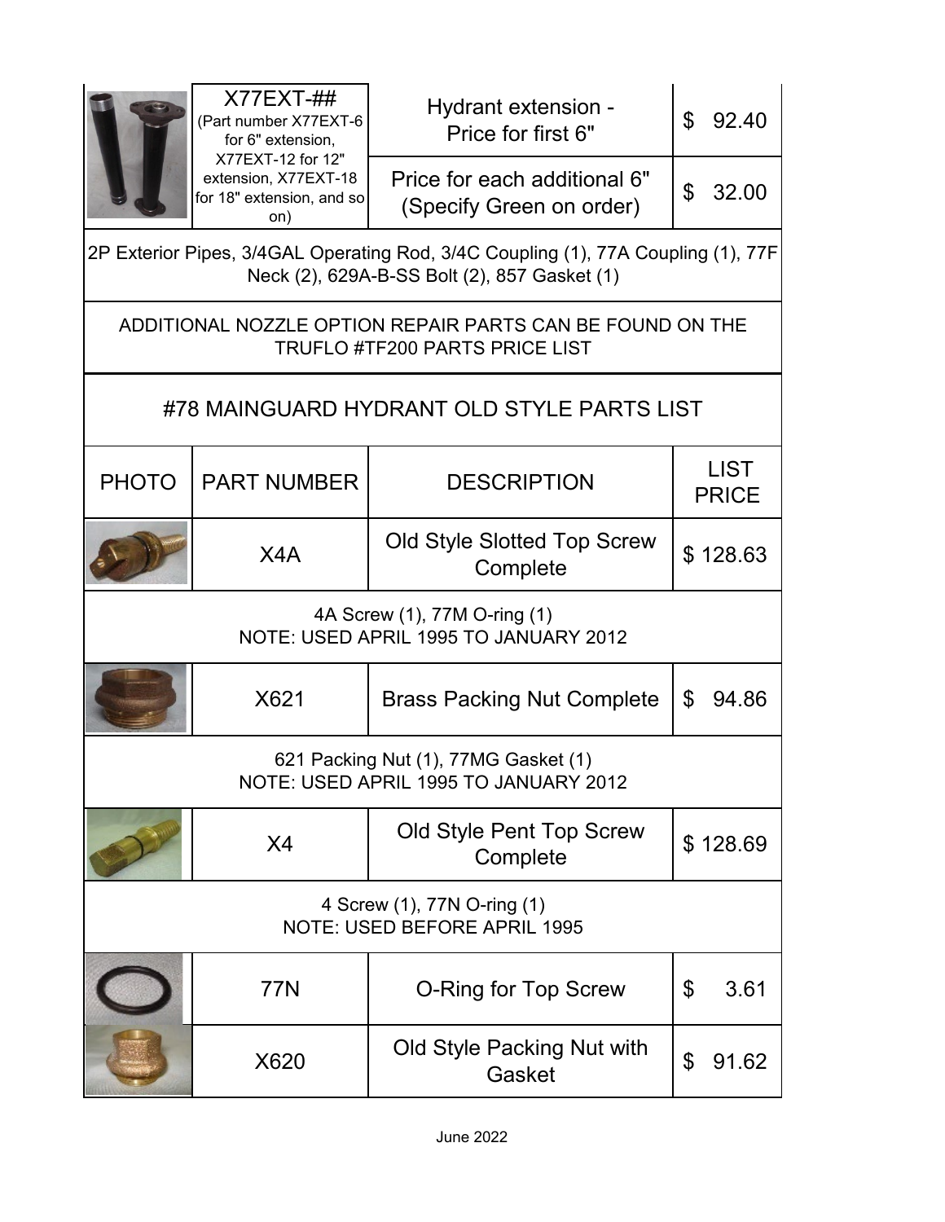| | X77EXT-## (Part number X77EXT-6 for 6" extension, X77EXT-12 for 12" extension, X77EXT-18 for 18" extension, and so on) | Hydrant extension - Price for first 6" | $ 92.40 |
|---|---|---|---|
| | | Price for each additional 6" (Specify Green on order) | $ 32.00 |
| 2P Exterior Pipes, 3/4GAL Operating Rod, 3/4C Coupling (1), 77A Coupling (1), 77F Neck (2), 629A-B-SS Bolt (2), 857 Gasket (1) | | | |

ADDITIONAL NOZZLE OPTION REPAIR PARTS CAN BE FOUND ON THE TRUFLO #TF200 PARTS PRICE LIST

## #78 MAINGUARD HYDRANT OLD STYLE PARTS LIST

| PHOTO | PART NUMBER | DESCRIPTION | LIST PRICE |
|---|---|---|---|
| | X4A | Old Style Slotted Top Screw Complete | $ 128.63 |
| 4A Screw (1), 77M O-ring (1)<br>NOTE: USED APRIL 1995 TO JANUARY 2012 | | | |
| | X621 | Brass Packing Nut Complete | $ 94.86 |
| 621 Packing Nut (1), 77MG Gasket (1)<br>NOTE: USED APRIL 1995 TO JANUARY 2012 | | | |
| | X4 | Old Style Pent Top Screw Complete | $ 128.69 |
| 4 Screw (1), 77N O-ring (1)<br>NOTE: USED BEFORE APRIL 1995 | | | |
| | 77N | O-Ring for Top Screw | $ 3.61 |
| | X620 | Old Style Packing Nut with Gasket | $ 91.62 |

June 2022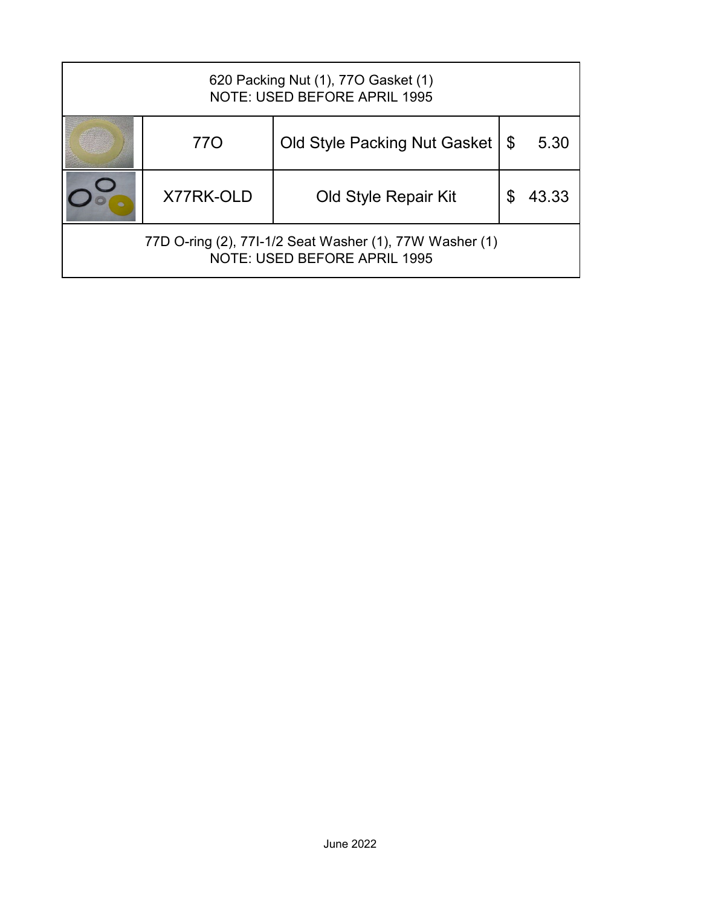| | | | |
|---|---|---|---|
| 620 Packing Nut (1), 77O Gasket (1)<br>NOTE: USED BEFORE APRIL 1995 | | | |
| | 77O | Old Style Packing Nut Gasket | $ 5.30 |
| | X77RK-OLD | Old Style Repair Kit | $ 43.33 |
| 77D O-ring (2), 77I-1/2 Seat Washer (1), 77W Washer (1)<br>NOTE: USED BEFORE APRIL 1995 | | | |

June 2022